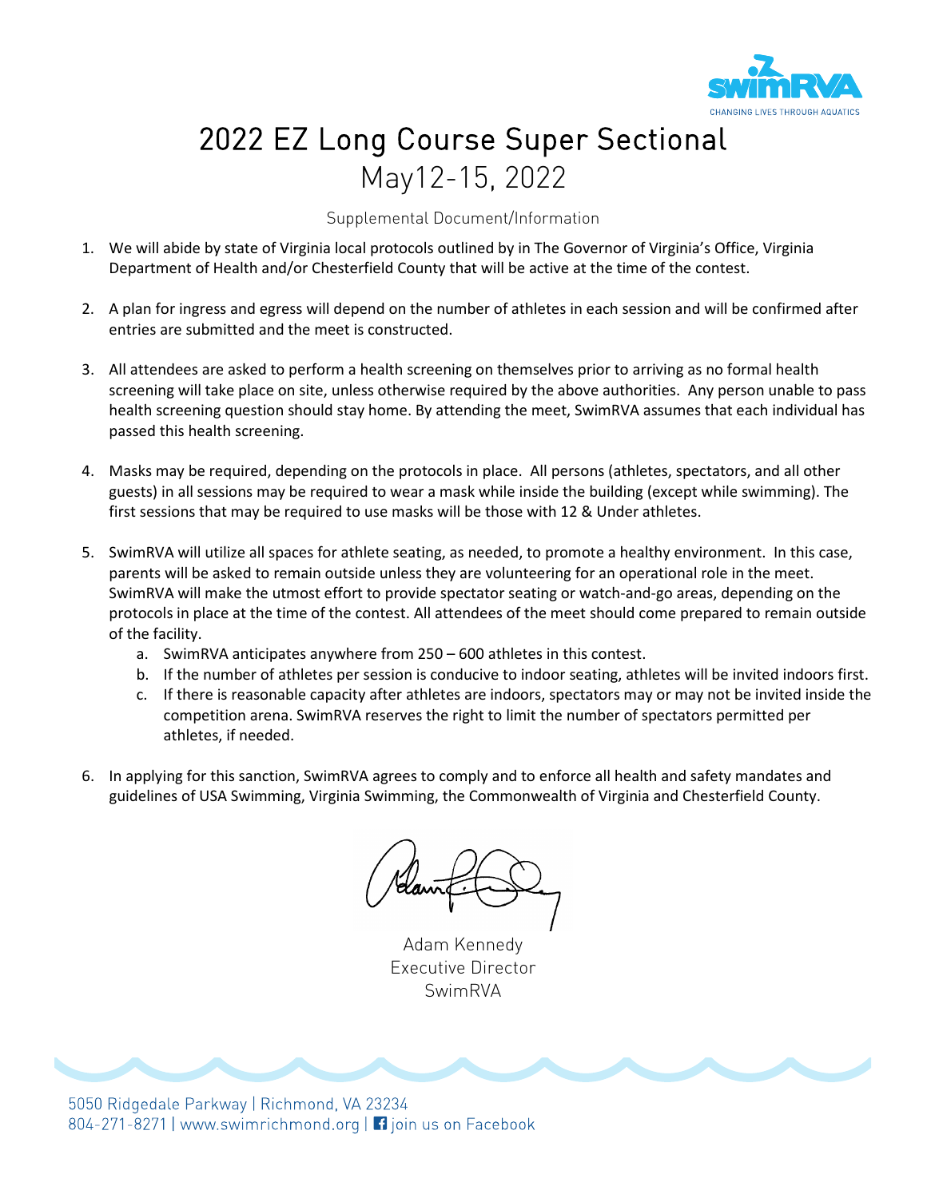# 2022 EZ Long Course Super Sectional

## May12-15, 2022

Supplemental Document/Information

1. We will abide by state of Virginia local protocols outlined by in The Governor of Virginia's Office, Virginia Department of Health and/or Chesterfield County that will be active at the time of the contest.

2. A plan for ingress and egress will depend on the number of athletes in each session and will be confirmed after entries are submitted and the meet is constructed.

3. All attendees are asked to perform a health screening on themselves prior to arriving as no formal health screening will take place on site, unless otherwise required by the above authorities. Any person unable to pass health screening question should stay home. By attending the meet, SwimRVA assumes that each individual has passed this health screening.

4. Masks may be required, depending on the protocols in place. All persons (athletes, spectators, and all other guests) in all sessions may be required to wear a mask while inside the building (except while swimming). The first sessions that may be required to use masks will be those with 12 & Under athletes.

5. SwimRVA will utilize all spaces for athlete seating, as needed, to promote a healthy environment. In this case, parents will be asked to remain outside unless they are volunteering for an operational role in the meet. SwimRVA will make the utmost effort to provide spectator seating or watch-and-go areas, depending on the protocols in place at the time of the contest. All attendees of the meet should come prepared to remain outside of the facility.
   a. SwimRVA anticipates anywhere from 250 – 600 athletes in this contest.
   b. If the number of athletes per session is conducive to indoor seating, athletes will be invited indoors first.
   c. If there is reasonable capacity after athletes are indoors, spectators may or may not be invited inside the competition arena. SwimRVA reserves the right to limit the number of spectators permitted per athletes, if needed.

6. In applying for this sanction, SwimRVA agrees to comply and to enforce all health and safety mandates and guidelines of USA Swimming, Virginia Swimming, the Commonwealth of Virginia and Chesterfield County.

Adam Kennedy
Executive Director
SwimRVA

5050 Ridgedale Parkway | Richmond, VA 23234
804-271-8271 | www.swimrichmond.org | join us on Facebook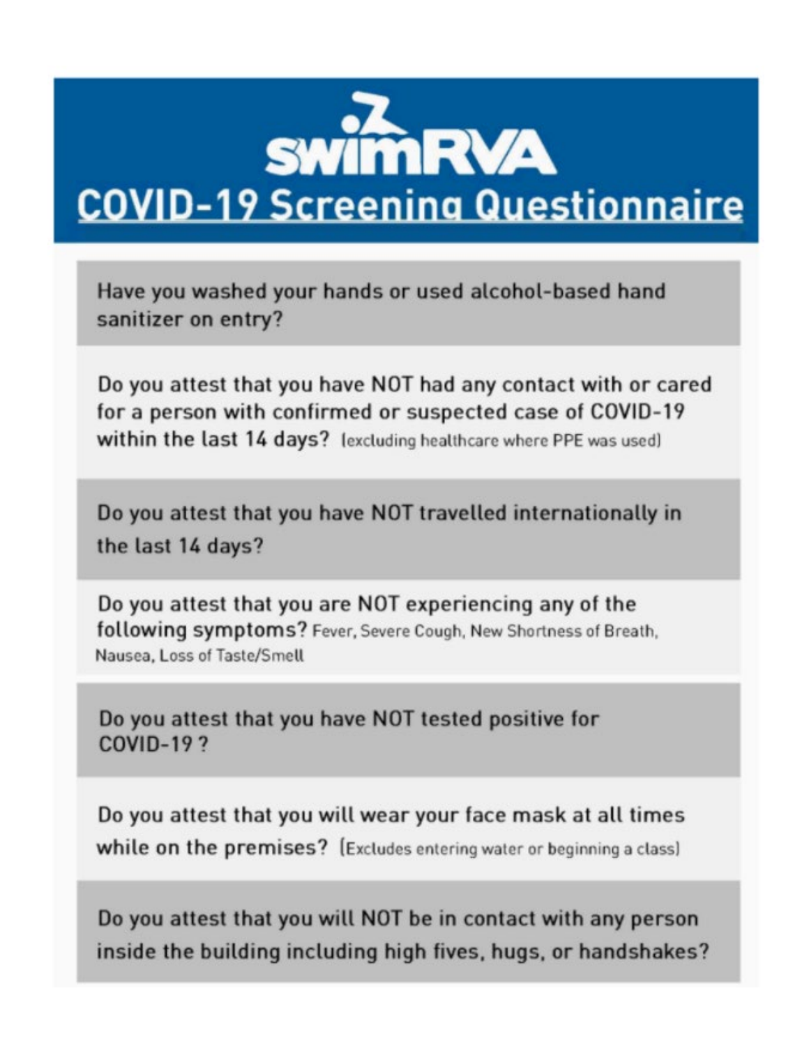# swimRVA

## COVID-19 Screening Questionnaire

Have you washed your hands or used alcohol-based hand sanitizer on entry?

Do you attest that you have NOT had any contact with or cared for a person with confirmed or suspected case of COVID-19 within the last 14 days? (excluding healthcare where PPE was used)

Do you attest that you have NOT travelled internationally in the last 14 days?

Do you attest that you are NOT experiencing any of the following symptoms? Fever, Severe Cough, New Shortness of Breath, Nausea, Loss of Taste/Smell

Do you attest that you have NOT tested positive for COVID-19 ?

Do you attest that you will wear your face mask at all times while on the premises? (Excludes entering water or beginning a class)

Do you attest that you will NOT be in contact with any person inside the building including high fives, hugs, or handshakes?